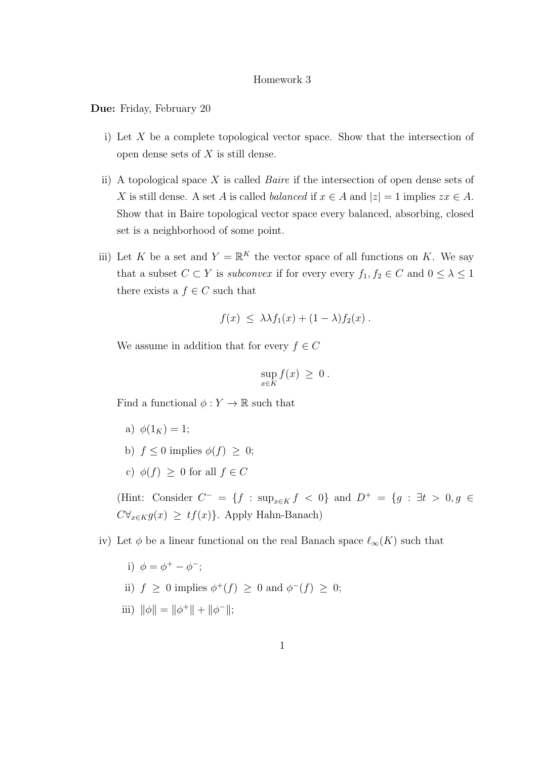Homework 3

**Due:** Friday, February 20

i) Let $X$ be a complete topological vector space. Show that the intersection of open dense sets of $X$ is still dense.

ii) A topological space $X$ is called *Baire* if the intersection of open dense sets of $X$ is still dense. A set $A$ is called *balanced* if $x \in A$ and $|z| = 1$ implies $zx \in A$. Show that in Baire topological vector space every balanced, absorbing, closed set is a neighborhood of some point.

iii) Let $K$ be a set and $Y = \mathbb{R}^K$ the vector space of all functions on $K$. We say that a subset $C \subset Y$ is *subconvex* if for every every $f_1, f_2 \in C$ and $0 \leq \lambda \leq 1$ there exists a $f \in C$ such that

$$f(x) \leq \lambda\lambda f_1(x) + (1-\lambda) f_2(x) .$$

We assume in addition that for every $f \in C$

$$\sup_{x \in K} f(x) \geq 0 .$$

Find a functional $\phi : Y \to \mathbb{R}$ such that

a) $\phi(1_K) = 1$;

b) $f \leq 0$ implies $\phi(f) \geq 0$;

c) $\phi(f) \geq 0$ for all $f \in C$

(Hint: Consider $C^- = \{f : \sup_{x \in K} f < 0\}$ and $D^+ = \{g : \exists t > 0, g \in C \forall_{x \in K} g(x) \geq t f(x)\}$. Apply Hahn-Banach)

iv) Let $\phi$ be a linear functional on the real Banach space $\ell_\infty(K)$ such that

i) $\phi = \phi^+ - \phi^-$;

ii) $f \geq 0$ implies $\phi^+(f) \geq 0$ and $\phi^-(f) \geq 0$;

iii) $\|\phi\| = \|\phi^+\| + \|\phi^-\|$;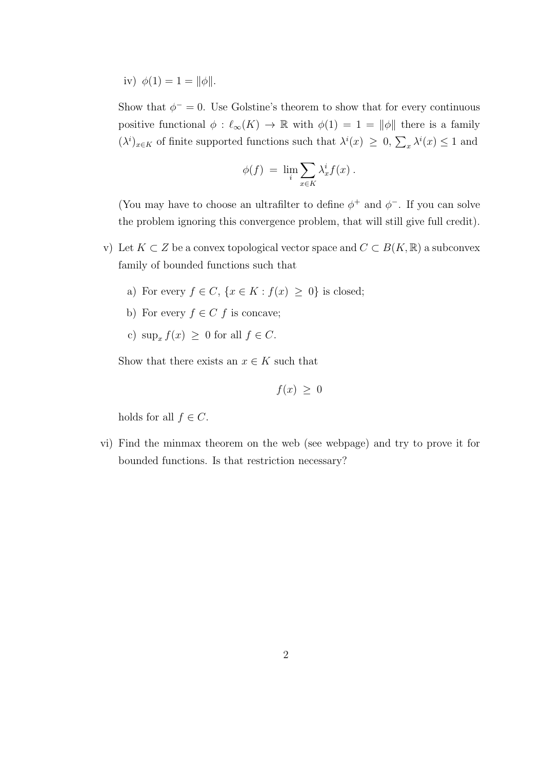iv) $\phi(1) = 1 = \|\phi\|$.

Show that $\phi^- = 0$. Use Golstine's theorem to show that for every continuous positive functional $\phi : \ell_\infty(K) \to \mathbb{R}$ with $\phi(1) = 1 = \|\phi\|$ there is a family $(\lambda^i)_{x \in K}$ of finite supported functions such that $\lambda^i(x) \geq 0$, $\sum_x \lambda^i(x) \leq 1$ and

$$\phi(f) \;=\; \lim_i \sum_{x \in K} \lambda^i_x f(x) \,.$$

(You may have to choose an ultrafilter to define $\phi^+$ and $\phi^-$. If you can solve the problem ignoring this convergence problem, that will still give full credit).

v) Let $K \subset Z$ be a convex topological vector space and $C \subset B(K, \mathbb{R})$ a subconvex family of bounded functions such that

   a) For every $f \in C$, $\{x \in K : f(x) \geq 0\}$ is closed;

   b) For every $f \in C$ $f$ is concave;

   c) $\sup_x f(x) \geq 0$ for all $f \in C$.

   Show that there exists an $x \in K$ such that

   $$f(x) \;\geq\; 0$$

   holds for all $f \in C$.

vi) Find the minmax theorem on the web (see webpage) and try to prove it for bounded functions. Is that restriction necessary?